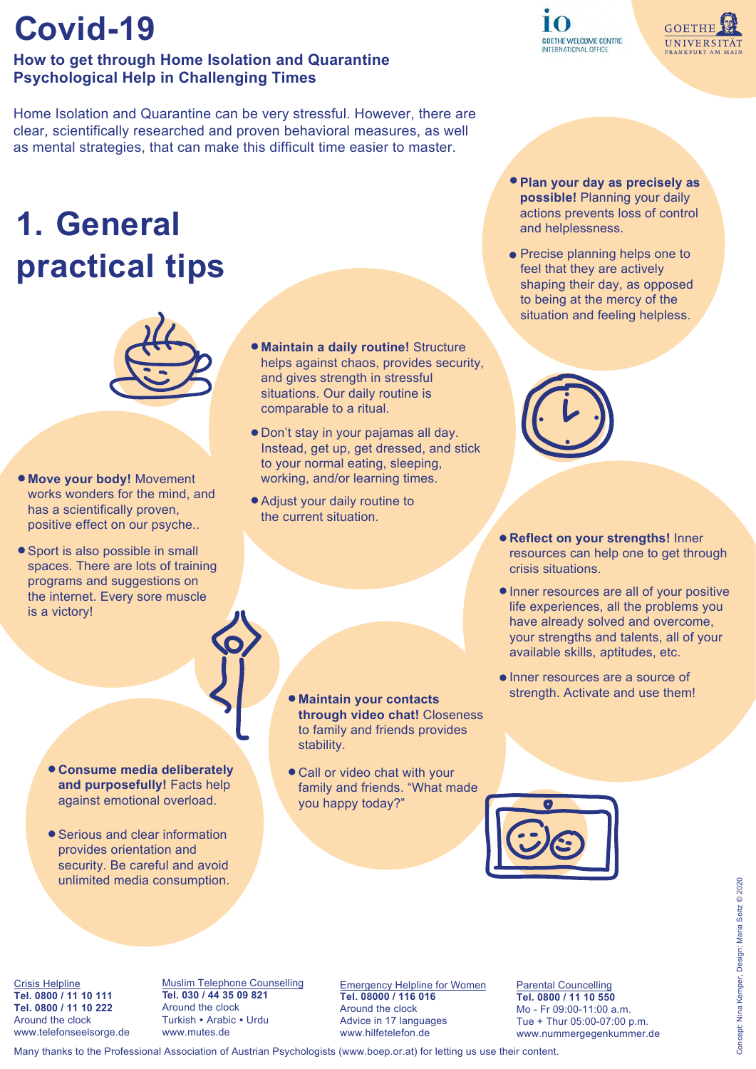# Covid-19

**How to get through Home Isolation and Quarantine**
**Psychological Help in Challenging Times**

Home Isolation and Quarantine can be very stressful. However, there are clear, scientifically researched and proven behavioral measures, as well as mental strategies, that can make this difficult time easier to master.

## 1. General practical tips

- **Plan your day as precisely as possible!** Planning your daily actions prevents loss of control and helplessness.
- Precise planning helps one to feel that they are actively shaping their day, as opposed to being at the mercy of the situation and feeling helpless.

- **Maintain a daily routine!** Structure helps against chaos, provides security, and gives strength in stressful situations. Our daily routine is comparable to a ritual.
- Don't stay in your pajamas all day. Instead, get up, get dressed, and stick to your normal eating, sleeping, working, and/or learning times.
- Adjust your daily routine to the current situation.

- **Move your body!** Movement works wonders for the mind, and has a scientifically proven, positive effect on our psyche..
- Sport is also possible in small spaces. There are lots of training programs and suggestions on the internet. Every sore muscle is a victory!

- **Reflect on your strengths!** Inner resources can help one to get through crisis situations.
- Inner resources are all of your positive life experiences, all the problems you have already solved and overcome, your strengths and talents, all of your available skills, aptitudes, etc.
- Inner resources are a source of strength. Activate and use them!

- **Maintain your contacts through video chat!** Closeness to family and friends provides stability.
- Call or video chat with your family and friends. "What made you happy today?"

- **Consume media deliberately and purposefully!** Facts help against emotional overload.
- Serious and clear information provides orientation and security. Be careful and avoid unlimited media consumption.

Crisis Helpline
**Tel. 0800 / 11 10 111**
**Tel. 0800 / 11 10 222**
Around the clock
www.telefonseelsorge.de

Muslim Telephone Counselling
**Tel. 030 / 44 35 09 821**
Around the clock
Turkish • Arabic • Urdu
www.mutes.de

Emergency Helpline for Women
**Tel. 08000 / 116 016**
Around the clock
Advice in 17 languages
www.hilfetelefon.de

Parental Councelling
**Tel. 0800 / 11 10 550**
Mo - Fr 09:00-11:00 a.m.
Tue + Thur 05:00-07:00 p.m.
www.nummergegenkummer.de

Many thanks to the Professional Association of Austrian Psychologists (www.boep.or.at) for letting us use their content.

Concept: Nina Kemper, Design: Maria Seitz © 2020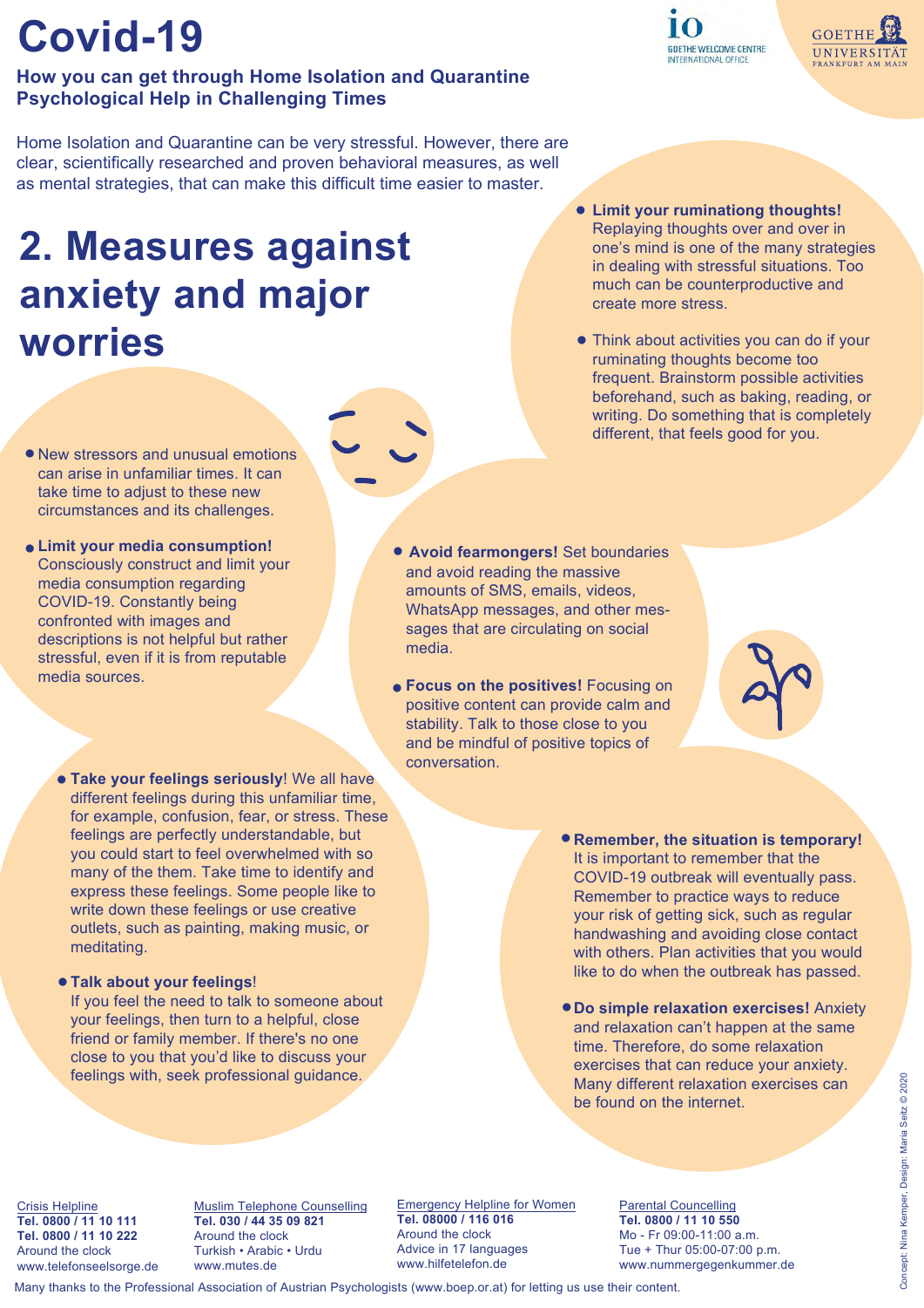# Covid-19

**How you can get through Home Isolation and Quarantine**
**Psychological Help in Challenging Times**

Home Isolation and Quarantine can be very stressful. However, there are clear, scientifically researched and proven behavioral measures, as well as mental strategies, that can make this difficult time easier to master.

## 2. Measures against anxiety and major worries

- New stressors and unusual emotions can arise in unfamiliar times. It can take time to adjust to these new circumstances and its challenges.
- **Limit your media consumption!** Consciously construct and limit your media consumption regarding COVID-19. Constantly being confronted with images and descriptions is not helpful but rather stressful, even if it is from reputable media sources.

- **Limit your ruminationg thoughts!** Replaying thoughts over and over in one's mind is one of the many strategies in dealing with stressful situations. Too much can be counterproductive and create more stress.
- Think about activities you can do if your ruminating thoughts become too frequent. Brainstorm possible activities beforehand, such as baking, reading, or writing. Do something that is completely different, that feels good for you.

- **Avoid fearmongers!** Set boundaries and avoid reading the massive amounts of SMS, emails, videos, WhatsApp messages, and other messages that are circulating on social media.
- **Focus on the positives!** Focusing on positive content can provide calm and stability. Talk to those close to you and be mindful of positive topics of conversation.

- **Take your feelings seriously**! We all have different feelings during this unfamiliar time, for example, confusion, fear, or stress. These feelings are perfectly understandable, but you could start to feel overwhelmed with so many of the them. Take time to identify and express these feelings. Some people like to write down these feelings or use creative outlets, such as painting, making music, or meditating.
- **Talk about your feelings**! If you feel the need to talk to someone about your feelings, then turn to a helpful, close friend or family member. If there's no one close to you that you'd like to discuss your feelings with, seek professional guidance.

- **Remember, the situation is temporary!** It is important to remember that the COVID-19 outbreak will eventually pass. Remember to practice ways to reduce your risk of getting sick, such as regular handwashing and avoiding close contact with others. Plan activities that you would like to do when the outbreak has passed.
- **Do simple relaxation exercises!** Anxiety and relaxation can't happen at the same time. Therefore, do some relaxation exercises that can reduce your anxiety. Many different relaxation exercises can be found on the internet.

Crisis Helpline
**Tel. 0800 / 11 10 111**
**Tel. 0800 / 11 10 222**
Around the clock
www.telefonseelsorge.de

Muslim Telephone Counselling
**Tel. 030 / 44 35 09 821**
Around the clock
Turkish • Arabic • Urdu
www.mutes.de

Emergency Helpline for Women
**Tel. 08000 / 116 016**
Around the clock
Advice in 17 languages
www.hilfetelefon.de

Parental Councelling
**Tel. 0800 / 11 10 550**
Mo - Fr 09:00-11:00 a.m.
Tue + Thur 05:00-07:00 p.m.
www.nummergegenkummer.de

Many thanks to the Professional Association of Austrian Psychologists (www.boep.or.at) for letting us use their content.

Concept: Nina Kemper, Design: Maria Seitz © 2020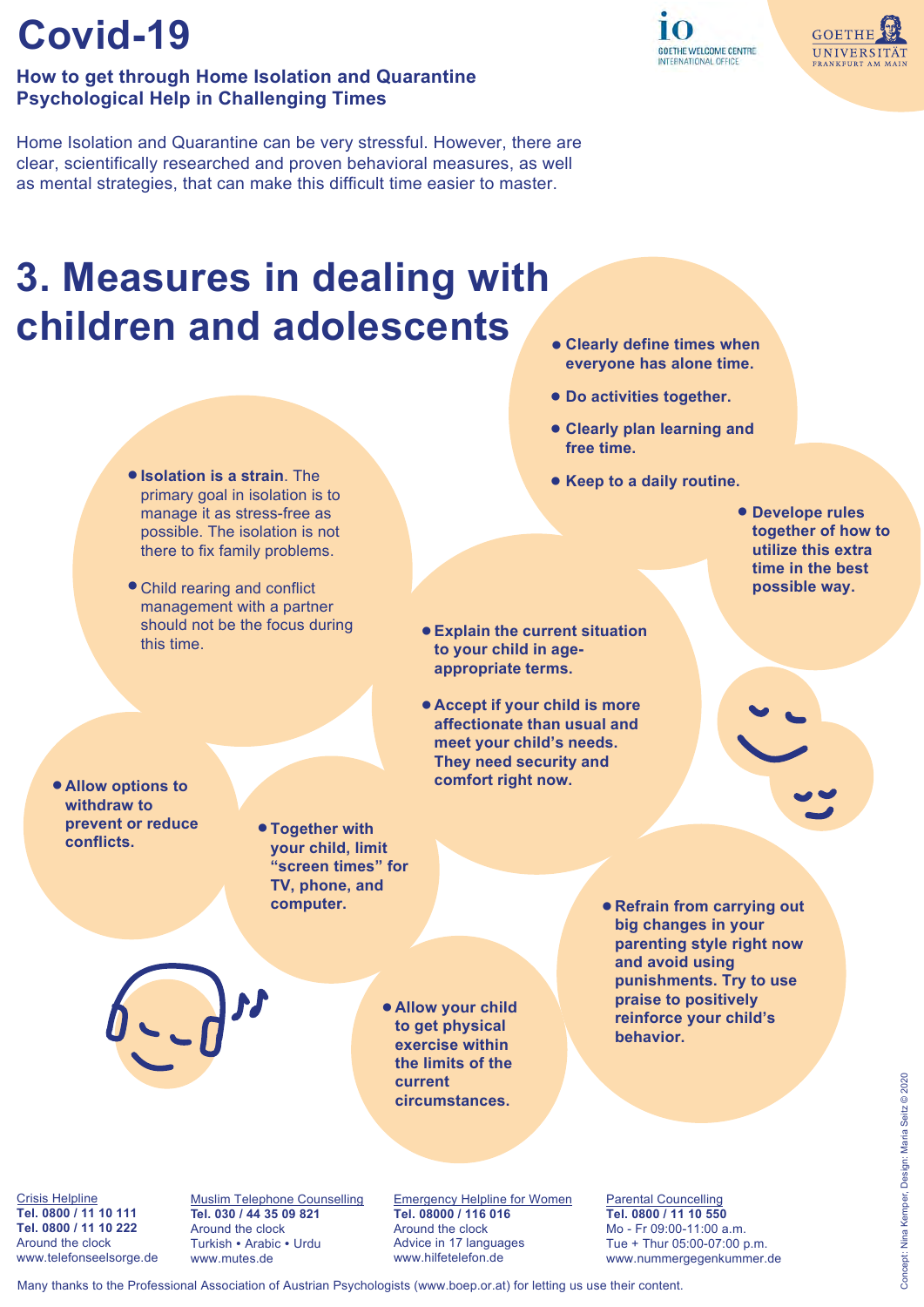# Covid-19

**How to get through Home Isolation and Quarantine**
**Psychological Help in Challenging Times**

Home Isolation and Quarantine can be very stressful. However, there are clear, scientifically researched and proven behavioral measures, as well as mental strategies, that can make this difficult time easier to master.

## 3. Measures in dealing with children and adolescents

- **Clearly define times when everyone has alone time.**
- **Do activities together.**
- **Clearly plan learning and free time.**
- **Keep to a daily routine.**

- **Develope rules together of how to utilize this extra time in the best possible way.**

- **Isolation is a strain**. The primary goal in isolation is to manage it as stress-free as possible. The isolation is not there to fix family problems.
- Child rearing and conflict management with a partner should not be the focus during this time.

- **Explain the current situation to your child in age-appropriate terms.**
- **Accept if your child is more affectionate than usual and meet your child's needs. They need security and comfort right now.**

- **Allow options to withdraw to prevent or reduce conflicts.**

- **Together with your child, limit "screen times" for TV, phone, and computer.**

- **Refrain from carrying out big changes in your parenting style right now and avoid using punishments. Try to use praise to positively reinforce your child's behavior.**

- **Allow your child to get physical exercise within the limits of the current circumstances.**

Crisis Helpline
**Tel. 0800 / 11 10 111**
**Tel. 0800 / 11 10 222**
Around the clock
www.telefonseelsorge.de

Muslim Telephone Counselling
**Tel. 030 / 44 35 09 821**
Around the clock
Turkish • Arabic • Urdu
www.mutes.de

Emergency Helpline for Women
**Tel. 08000 / 116 016**
Around the clock
Advice in 17 languages
www.hilfetelefon.de

Parental Councelling
**Tel. 0800 / 11 10 550**
Mo - Fr 09:00-11:00 a.m.
Tue + Thur 05:00-07:00 p.m.
www.nummergegenkummer.de

Many thanks to the Professional Association of Austrian Psychologists (www.boep.or.at) for letting us use their content.

Concept: Nina Kemper, Design: Maria Seitz © 2020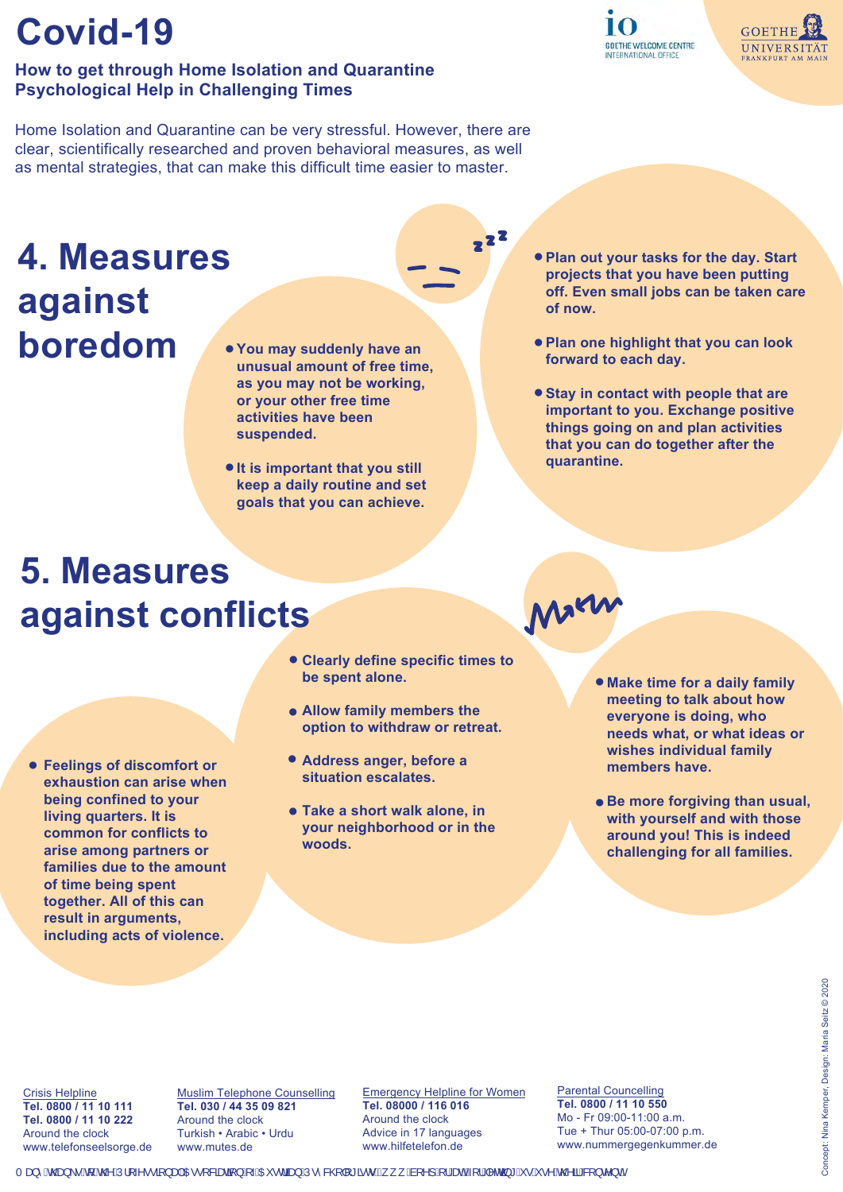# Covid-19

**How to get through Home Isolation and Quarantine**
**Psychological Help in Challenging Times**

Home Isolation and Quarantine can be very stressful. However, there are clear, scientifically researched and proven behavioral measures, as well as mental strategies, that can make this difficult time easier to master.

## 4. Measures against boredom

- **You may suddenly have an unusual amount of free time, as you may not be working, or your other free time activities have been suspended.**
- **It is important that you still keep a daily routine and set goals that you can achieve.**
- **Plan out your tasks for the day. Start projects that you have been putting off. Even small jobs can be taken care of now.**
- **Plan one highlight that you can look forward to each day.**
- **Stay in contact with people that are important to you. Exchange positive things going on and plan activities that you can do together after the quarantine.**

## 5. Measures against conflicts

- **Feelings of discomfort or exhaustion can arise when being confined to your living quarters. It is common for conflicts to arise among partners or families due to the amount of time being spent together. All of this can result in arguments, including acts of violence.**
- **Clearly define specific times to be spent alone.**
- **Allow family members the option to withdraw or retreat.**
- **Address anger, before a situation escalates.**
- **Take a short walk alone, in your neighborhood or in the woods.**
- **Make time for a daily family meeting to talk about how everyone is doing, who needs what, or what ideas or wishes individual family members have.**
- **Be more forgiving than usual, with yourself and with those around you! This is indeed challenging for all families.**

Crisis Helpline
**Tel. 0800 / 11 10 111**
**Tel. 0800 / 11 10 222**
Around the clock
www.telefonseelsorge.de

Muslim Telephone Counselling
**Tel. 030 / 44 35 09 821**
Around the clock
Turkish • Arabic • Urdu
www.mutes.de

Emergency Helpline for Women
**Tel. 08000 / 116 016**
Around the clock
Advice in 17 languages
www.hilfetelefon.de

Parental Councelling
**Tel. 0800 / 11 10 550**
Mo - Fr 09:00-11:00 a.m.
Tue + Thur 05:00-07:00 p.m.
www.nummergegenkummer.de

Concept: Nina Kemper, Design: Maria Seitz © 2020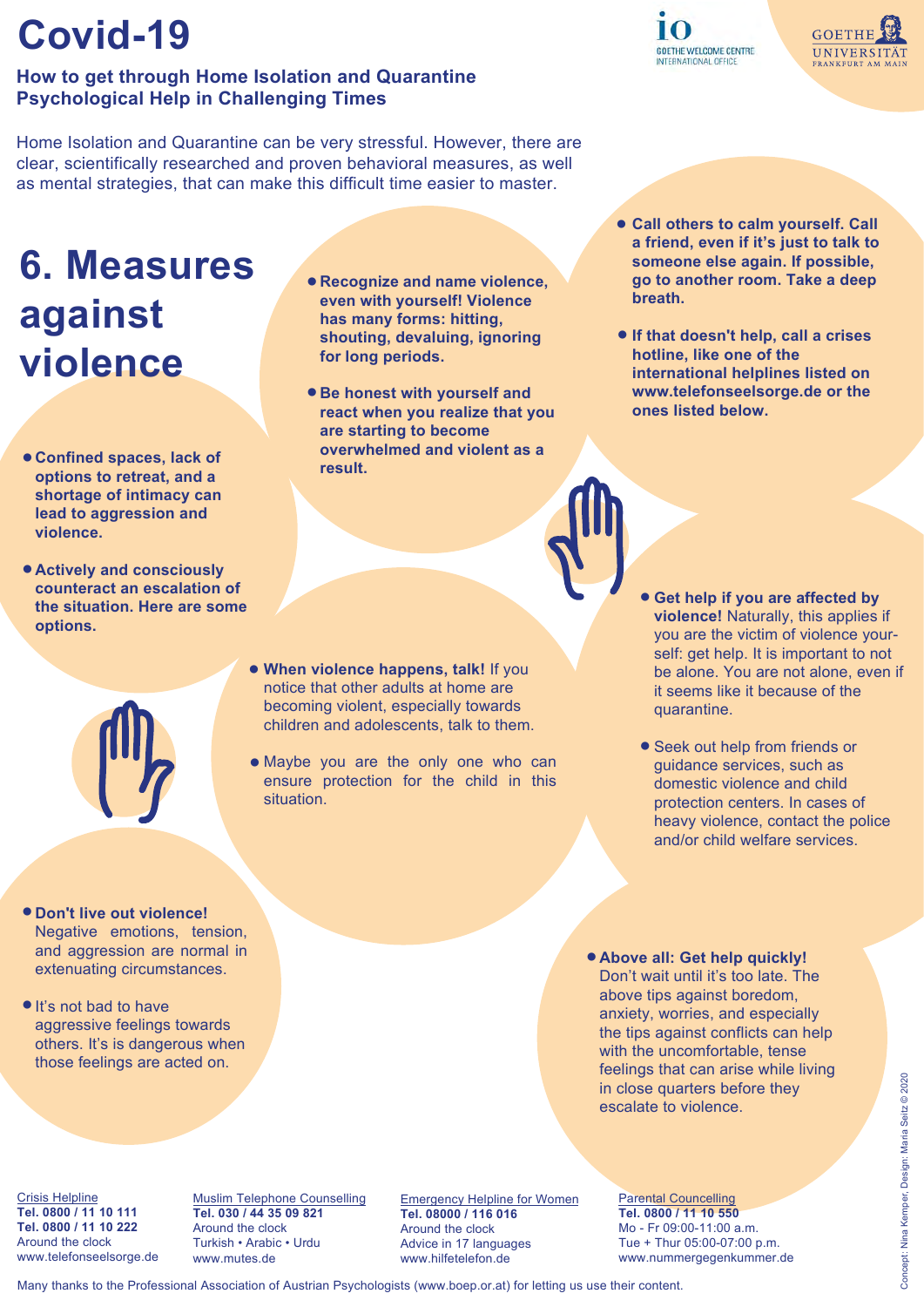# Covid-19

**How to get through Home Isolation and Quarantine**
**Psychological Help in Challenging Times**

Home Isolation and Quarantine can be very stressful. However, there are clear, scientifically researched and proven behavioral measures, as well as mental strategies, that can make this difficult time easier to master.

## 6. Measures against violence

- **Confined spaces, lack of options to retreat, and a shortage of intimacy can lead to aggression and violence.**
- **Actively and consciously counteract an escalation of the situation. Here are some options.**

- **Recognize and name violence, even with yourself! Violence has many forms: hitting, shouting, devaluing, ignoring for long periods.**
- **Be honest with yourself and react when you realize that you are starting to become overwhelmed and violent as a result.**

- **Call others to calm yourself. Call a friend, even if it's just to talk to someone else again. If possible, go to another room. Take a deep breath.**
- **If that doesn't help, call a crises hotline, like one of the international helplines listed on www.telefonseelsorge.de or the ones listed below.**

- **When violence happens, talk!** If you notice that other adults at home are becoming violent, especially towards children and adolescents, talk to them.
- Maybe you are the only one who can ensure protection for the child in this situation.

- **Get help if you are affected by violence!** Naturally, this applies if you are the victim of violence yourself: get help. It is important to not be alone. You are not alone, even if it seems like it because of the quarantine.
- Seek out help from friends or guidance services, such as domestic violence and child protection centers. In cases of heavy violence, contact the police and/or child welfare services.

- **Don't live out violence!** Negative emotions, tension, and aggression are normal in extenuating circumstances.
- It's not bad to have aggressive feelings towards others. It's is dangerous when those feelings are acted on.

- **Above all: Get help quickly!** Don't wait until it's too late. The above tips against boredom, anxiety, worries, and especially the tips against conflicts can help with the uncomfortable, tense feelings that can arise while living in close quarters before they escalate to violence.

Crisis Helpline
**Tel. 0800 / 11 10 111**
**Tel. 0800 / 11 10 222**
Around the clock
www.telefonseelsorge.de

Muslim Telephone Counselling
**Tel. 030 / 44 35 09 821**
Around the clock
Turkish • Arabic • Urdu
www.mutes.de

Emergency Helpline for Women
**Tel. 08000 / 116 016**
Around the clock
Advice in 17 languages
www.hilfetelefon.de

Parental Councelling
**Tel. 0800 / 11 10 550**
Mo - Fr 09:00-11:00 a.m.
Tue + Thur 05:00-07:00 p.m.
www.nummergegenkummer.de

Many thanks to the Professional Association of Austrian Psychologists (www.boep.or.at) for letting us use their content.

Concept: Nina Kemper, Design: Maria Seitz © 2020